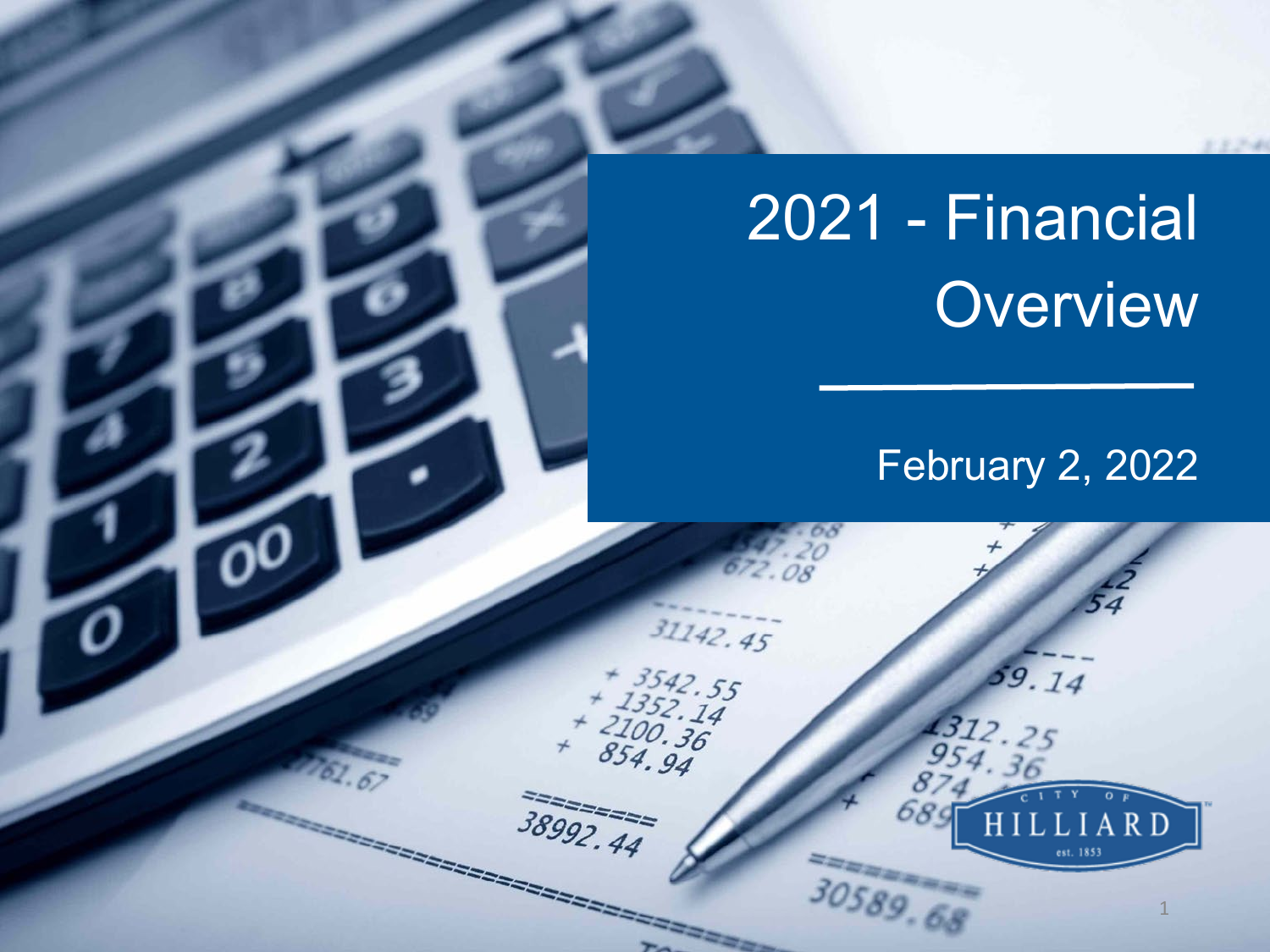# 2021 - Financial Overview

February 2, 2022

CITY OF HILLIARD est. 1853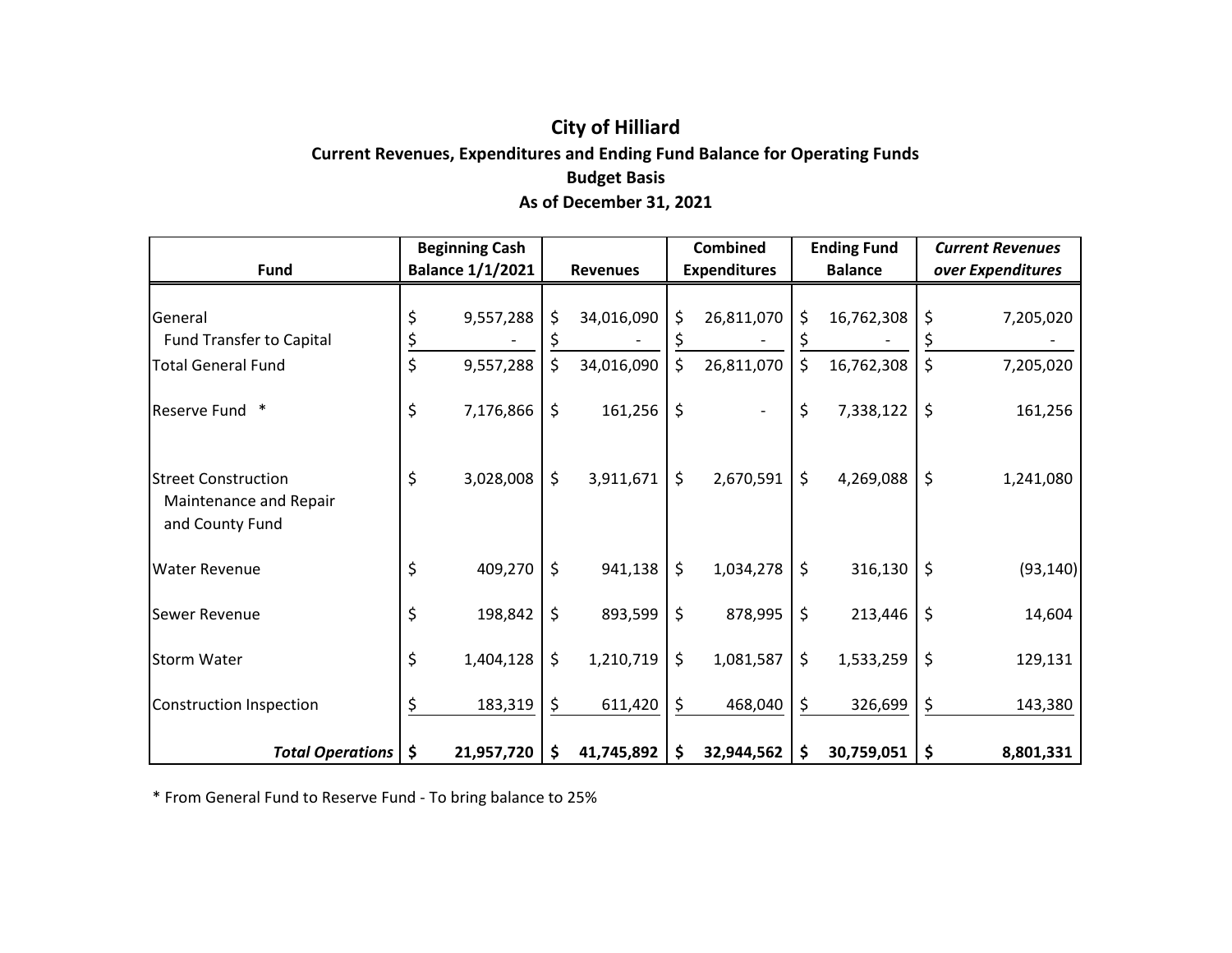# City of Hilliard

## Current Revenues, Expenditures and Ending Fund Balance for Operating Funds

### Budget Basis

### As of December 31, 2021

| Fund | Beginning Cash Balance 1/1/2021 | Revenues | Combined Expenditures | Ending Fund Balance | *Current Revenues over Expenditures* |
|---|---|---|---|---|---|
| General | $ 9,557,288 | $ 34,016,090 | $ 26,811,070 | $ 16,762,308 | $ 7,205,020 |
| Fund Transfer to Capital | $ - | $ - | $ - | $ - | $ - |
| Total General Fund | $ 9,557,288 | $ 34,016,090 | $ 26,811,070 | $ 16,762,308 | $ 7,205,020 |
| Reserve Fund * | $ 7,176,866 | $ 161,256 | $ - | $ 7,338,122 | $ 161,256 |
| Street Construction Maintenance and Repair and County Fund | $ 3,028,008 | $ 3,911,671 | $ 2,670,591 | $ 4,269,088 | $ 1,241,080 |
| Water Revenue | $ 409,270 | $ 941,138 | $ 1,034,278 | $ 316,130 | $ (93,140) |
| Sewer Revenue | $ 198,842 | $ 893,599 | $ 878,995 | $ 213,446 | $ 14,604 |
| Storm Water | $ 1,404,128 | $ 1,210,719 | $ 1,081,587 | $ 1,533,259 | $ 129,131 |
| Construction Inspection | $ 183,319 | $ 611,420 | $ 468,040 | $ 326,699 | $ 143,380 |
| ***Total Operations*** | **$ 21,957,720** | **$ 41,745,892** | **$ 32,944,562** | **$ 30,759,051** | **$ 8,801,331** |

* From General Fund to Reserve Fund - To bring balance to 25%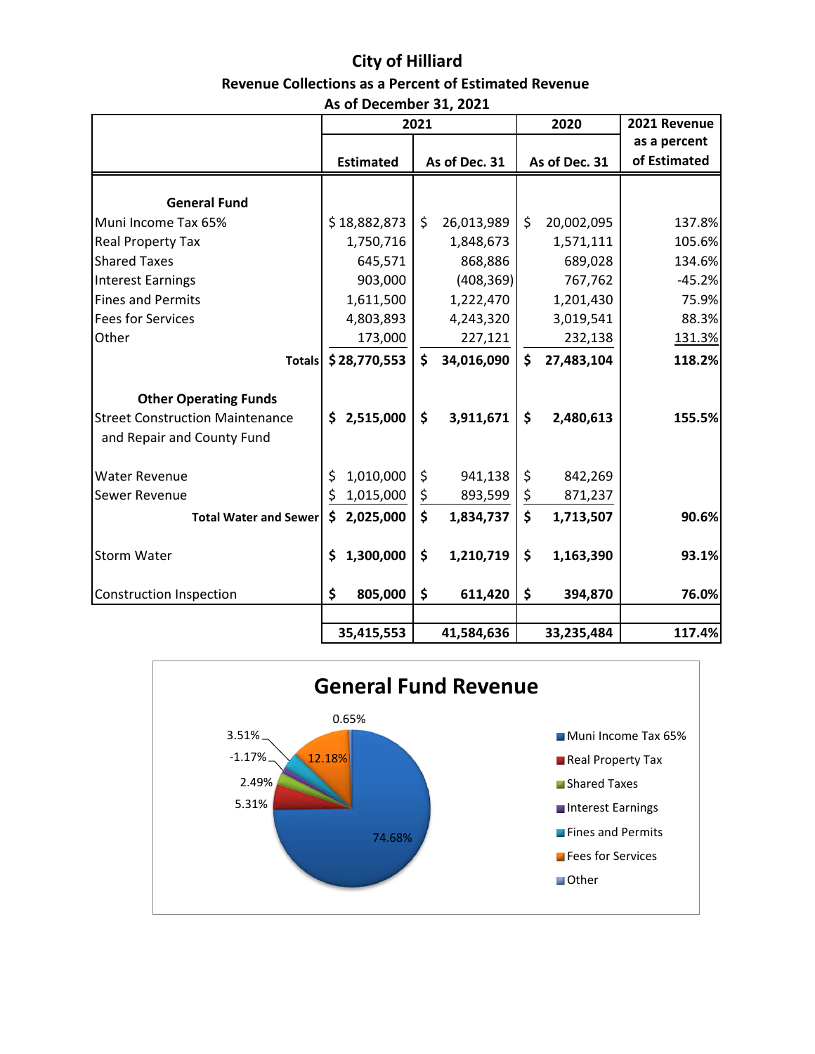# City of Hilliard

## Revenue Collections as a Percent of Estimated Revenue

### As of December 31, 2021

| | 2021 | | 2020 | 2021 Revenue |
|---|---|---|---|---|
| | Estimated | As of Dec. 31 | As of Dec. 31 | as a percent of Estimated |
| **General Fund** | | | | |
| Muni Income Tax 65% | $ 18,882,873 | $ 26,013,989 | $ 20,002,095 | 137.8% |
| Real Property Tax | 1,750,716 | 1,848,673 | 1,571,111 | 105.6% |
| Shared Taxes | 645,571 | 868,886 | 689,028 | 134.6% |
| Interest Earnings | 903,000 | (408,369) | 767,762 | -45.2% |
| Fines and Permits | 1,611,500 | 1,222,470 | 1,201,430 | 75.9% |
| Fees for Services | 4,803,893 | 4,243,320 | 3,019,541 | 88.3% |
| Other | 173,000 | 227,121 | 232,138 | 131.3% |
| **Totals** | **$ 28,770,553** | **$ 34,016,090** | **$ 27,483,104** | **118.2%** |
| **Other Operating Funds** | | | | |
| Street Construction Maintenance and Repair and County Fund | **$ 2,515,000** | **$ 3,911,671** | **$ 2,480,613** | **155.5%** |
| Water Revenue | $ 1,010,000 | $ 941,138 | $ 842,269 | |
| Sewer Revenue | $ 1,015,000 | $ 893,599 | $ 871,237 | |
| **Total Water and Sewer** | **$ 2,025,000** | **$ 1,834,737** | **$ 1,713,507** | **90.6%** |
| Storm Water | **$ 1,300,000** | **$ 1,210,719** | **$ 1,163,390** | **93.1%** |
| Construction Inspection | **$ 805,000** | **$ 611,420** | **$ 394,870** | **76.0%** |
| | **35,415,553** | **41,584,636** | **33,235,484** | **117.4%** |

## General Fund Revenue

| Category | Percent |
|---|---|
| Muni Income Tax 65% | 74.68% |
| Real Property Tax | 5.31% |
| Shared Taxes | 2.49% |
| Interest Earnings | -1.17% |
| Fines and Permits | 3.51% |
| Fees for Services | 12.18% |
| Other | 0.65% |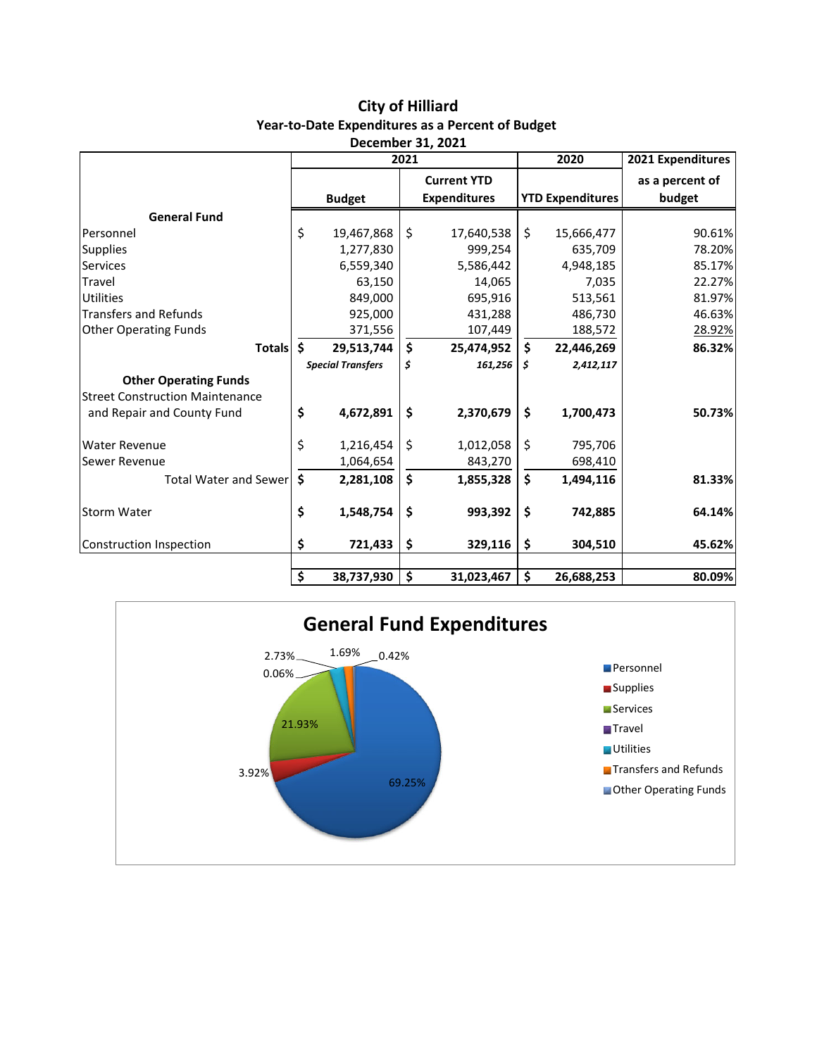# City of Hilliard

## Year-to-Date Expenditures as a Percent of Budget

### December 31, 2021

| | 2021 | | 2020 | 2021 Expenditures |
|---|---|---|---|---|
| | Budget | Current YTD Expenditures | YTD Expenditures | as a percent of budget |
| **General Fund** | | | | |
| Personnel | $ 19,467,868 | $ 17,640,538 | $ 15,666,477 | 90.61% |
| Supplies | 1,277,830 | 999,254 | 635,709 | 78.20% |
| Services | 6,559,340 | 5,586,442 | 4,948,185 | 85.17% |
| Travel | 63,150 | 14,065 | 7,035 | 22.27% |
| Utilities | 849,000 | 695,916 | 513,561 | 81.97% |
| Transfers and Refunds | 925,000 | 431,288 | 486,730 | 46.63% |
| Other Operating Funds | 371,556 | 107,449 | 188,572 | 28.92% |
| **Totals** | **$ 29,513,744** | **$ 25,474,952** | **$ 22,446,269** | **86.32%** |
| | ***Special Transfers*** | ***$ 161,256*** | ***$ 2,412,117*** | |
| **Other Operating Funds** | | | | |
| Street Construction Maintenance and Repair and County Fund | **$ 4,672,891** | **$ 2,370,679** | **$ 1,700,473** | **50.73%** |
| Water Revenue | $ 1,216,454 | $ 1,012,058 | $ 795,706 | |
| Sewer Revenue | 1,064,654 | 843,270 | 698,410 | |
| Total Water and Sewer | **$ 2,281,108** | **$ 1,855,328** | **$ 1,494,116** | **81.33%** |
| Storm Water | **$ 1,548,754** | **$ 993,392** | **$ 742,885** | **64.14%** |
| Construction Inspection | **$ 721,433** | **$ 329,116** | **$ 304,510** | **45.62%** |
| | **$ 38,737,930** | **$ 31,023,467** | **$ 26,688,253** | **80.09%** |

## General Fund Expenditures

| Category | Percent |
|---|---|
| Personnel | 69.25% |
| Supplies | 3.92% |
| Services | 21.93% |
| Travel | 0.06% |
| Utilities | 2.73% |
| Transfers and Refunds | 1.69% |
| Other Operating Funds | 0.42% |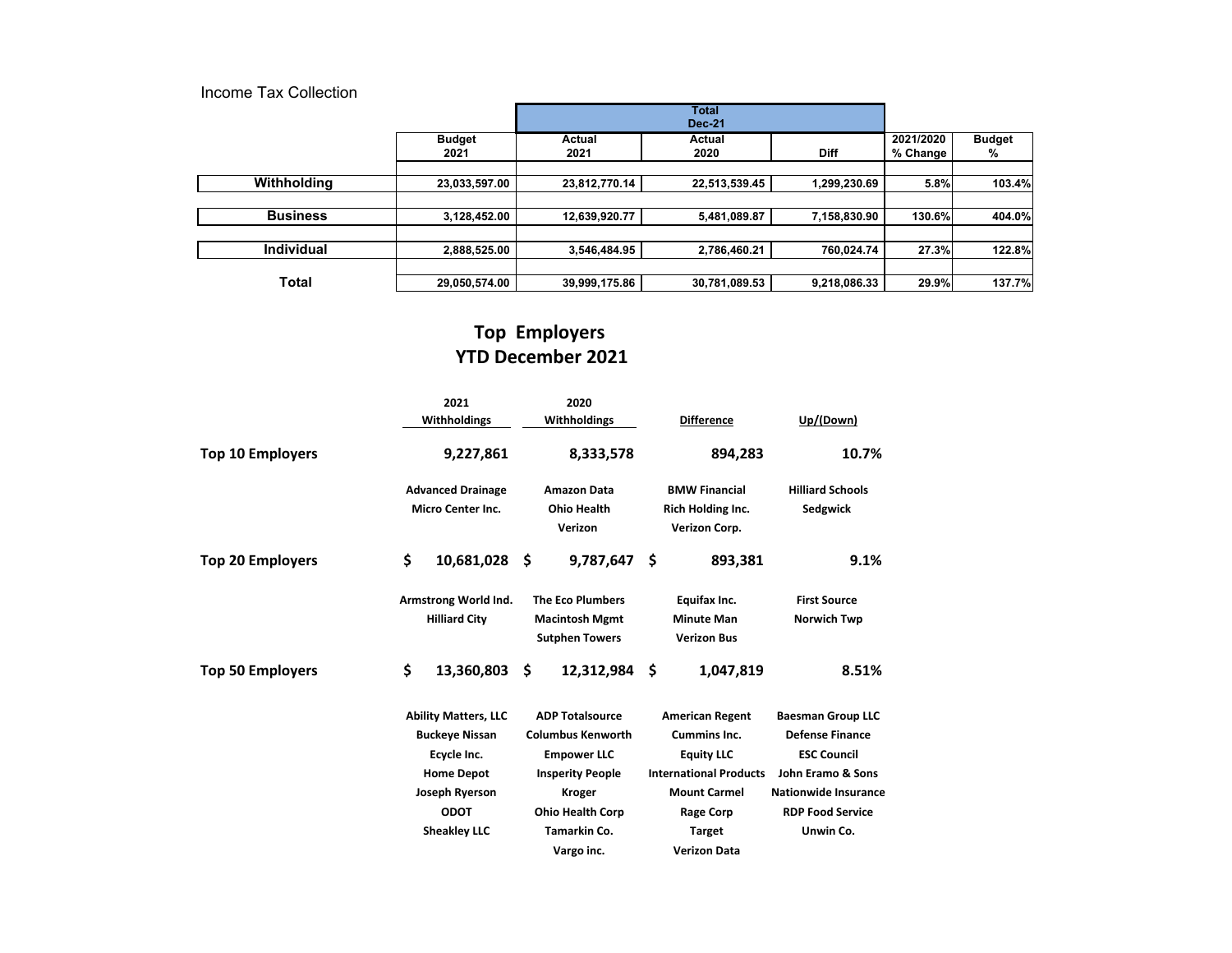Income Tax Collection

| | Total Dec-21 | | | | | |
|---|---|---|---|---|---|---|
| | Budget 2021 | Actual 2021 | Actual 2020 | Diff | 2021/2020 % Change | Budget % |
| **Withholding** | 23,033,597.00 | 23,812,770.14 | 22,513,539.45 | 1,299,230.69 | 5.8% | 103.4% |
| **Business** | 3,128,452.00 | 12,639,920.77 | 5,481,089.87 | 7,158,830.90 | 130.6% | 404.0% |
| **Individual** | 2,888,525.00 | 3,546,484.95 | 2,786,460.21 | 760,024.74 | 27.3% | 122.8% |
| **Total** | 29,050,574.00 | 39,999,175.86 | 30,781,089.53 | 9,218,086.33 | 29.9% | 137.7% |

## Top Employers
## YTD December 2021

| | 2021 Withholdings | 2020 Withholdings | Difference | Up/(Down) |
|---|---|---|---|---|
| **Top 10 Employers** | 9,227,861 | 8,333,578 | 894,283 | 10.7% |
| | Advanced Drainage | Amazon Data | BMW Financial | Hilliard Schools |
| | Micro Center Inc. | Ohio Health | Rich Holding Inc. | Sedgwick |
| | | Verizon | Verizon Corp. | |
| **Top 20 Employers** | $ 10,681,028 | $ 9,787,647 | $ 893,381 | 9.1% |
| | Armstrong World Ind. | The Eco Plumbers | Equifax Inc. | First Source |
| | Hilliard City | Macintosh Mgmt | Minute Man | Norwich Twp |
| | | Sutphen Towers | Verizon Bus | |
| **Top 50 Employers** | $ 13,360,803 | $ 12,312,984 | $ 1,047,819 | 8.51% |
| | Ability Matters, LLC | ADP Totalsource | American Regent | Baesman Group LLC |
| | Buckeye Nissan | Columbus Kenworth | Cummins Inc. | Defense Finance |
| | Ecycle Inc. | Empower LLC | Equity LLC | ESC Council |
| | Home Depot | Insperity People | International Products | John Eramo & Sons |
| | Joseph Ryerson | Kroger | Mount Carmel | Nationwide Insurance |
| | ODOT | Ohio Health Corp | Rage Corp | RDP Food Service |
| | Sheakley LLC | Tamarkin Co. | Target | Unwin Co. |
| | | Vargo inc. | Verizon Data | |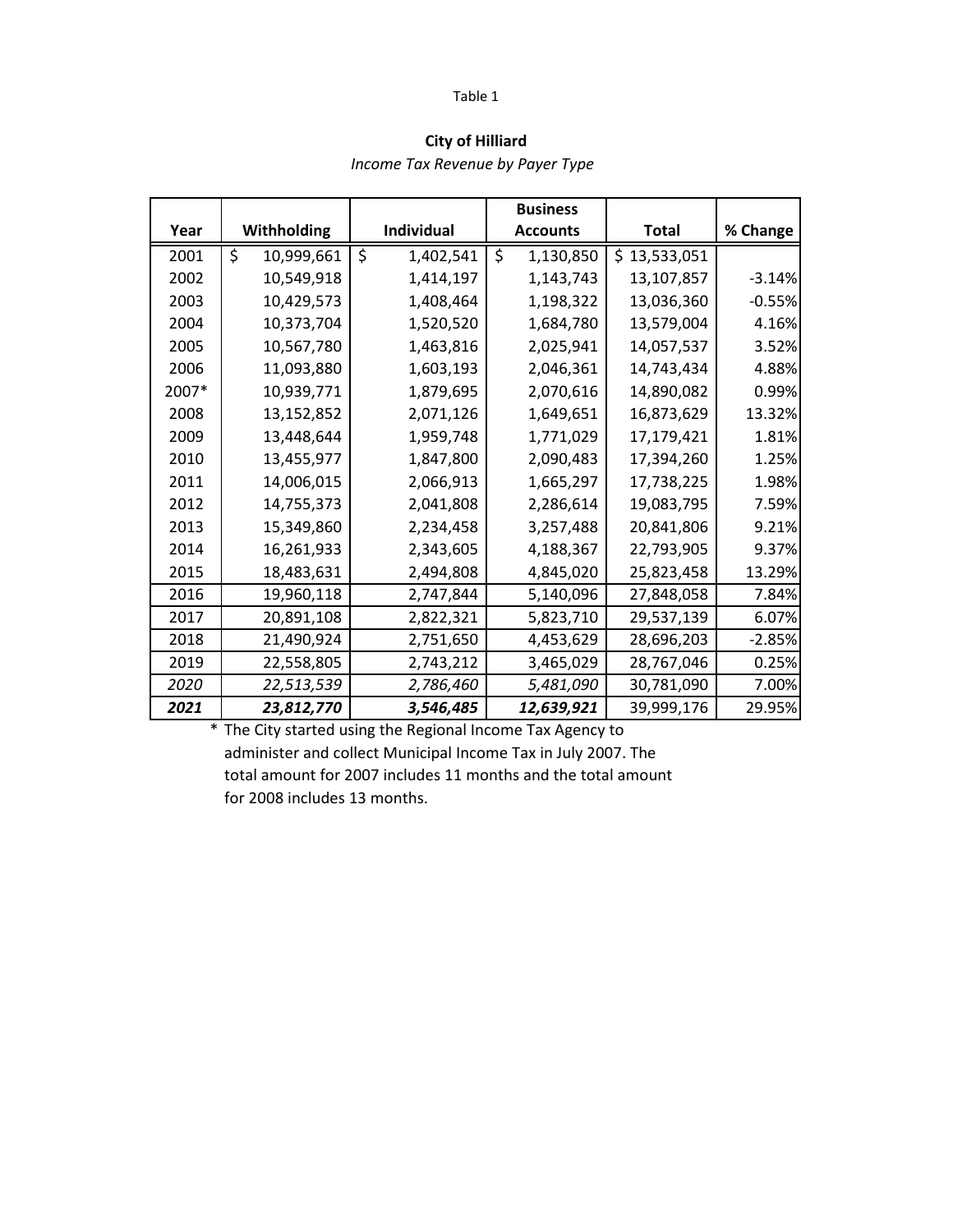Table 1

**City of Hilliard**

*Income Tax Revenue by Payer Type*

| Year | Withholding | Individual | Business Accounts | Total | % Change |
|---|---|---|---|---|---|
| 2001 | $ 10,999,661 | $ 1,402,541 | $ 1,130,850 | $ 13,533,051 | |
| 2002 | 10,549,918 | 1,414,197 | 1,143,743 | 13,107,857 | -3.14% |
| 2003 | 10,429,573 | 1,408,464 | 1,198,322 | 13,036,360 | -0.55% |
| 2004 | 10,373,704 | 1,520,520 | 1,684,780 | 13,579,004 | 4.16% |
| 2005 | 10,567,780 | 1,463,816 | 2,025,941 | 14,057,537 | 3.52% |
| 2006 | 11,093,880 | 1,603,193 | 2,046,361 | 14,743,434 | 4.88% |
| 2007* | 10,939,771 | 1,879,695 | 2,070,616 | 14,890,082 | 0.99% |
| 2008 | 13,152,852 | 2,071,126 | 1,649,651 | 16,873,629 | 13.32% |
| 2009 | 13,448,644 | 1,959,748 | 1,771,029 | 17,179,421 | 1.81% |
| 2010 | 13,455,977 | 1,847,800 | 2,090,483 | 17,394,260 | 1.25% |
| 2011 | 14,006,015 | 2,066,913 | 1,665,297 | 17,738,225 | 1.98% |
| 2012 | 14,755,373 | 2,041,808 | 2,286,614 | 19,083,795 | 7.59% |
| 2013 | 15,349,860 | 2,234,458 | 3,257,488 | 20,841,806 | 9.21% |
| 2014 | 16,261,933 | 2,343,605 | 4,188,367 | 22,793,905 | 9.37% |
| 2015 | 18,483,631 | 2,494,808 | 4,845,020 | 25,823,458 | 13.29% |
| 2016 | 19,960,118 | 2,747,844 | 5,140,096 | 27,848,058 | 7.84% |
| 2017 | 20,891,108 | 2,822,321 | 5,823,710 | 29,537,139 | 6.07% |
| 2018 | 21,490,924 | 2,751,650 | 4,453,629 | 28,696,203 | -2.85% |
| 2019 | 22,558,805 | 2,743,212 | 3,465,029 | 28,767,046 | 0.25% |
| *2020* | *22,513,539* | *2,786,460* | *5,481,090* | 30,781,090 | 7.00% |
| ***2021*** | ***23,812,770*** | ***3,546,485*** | ***12,639,921*** | 39,999,176 | 29.95% |

\* The City started using the Regional Income Tax Agency to administer and collect Municipal Income Tax in July 2007. The total amount for 2007 includes 11 months and the total amount for 2008 includes 13 months.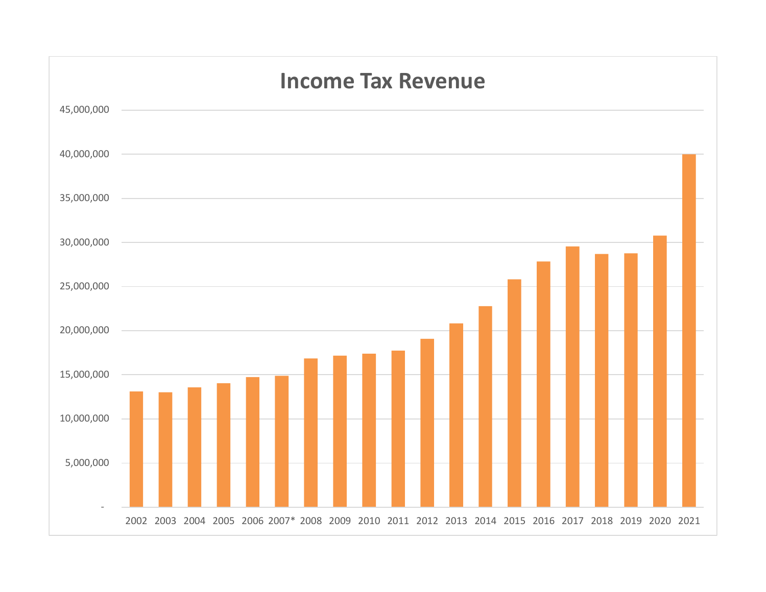# Income Tax Revenue

45,000,000
40,000,000
35,000,000
30,000,000
25,000,000
20,000,000
15,000,000
10,000,000
5,000,000
-

2002 2003 2004 2005 2006 2007* 2008 2009 2010 2011 2012 2013 2014 2015 2016 2017 2018 2019 2020 2021